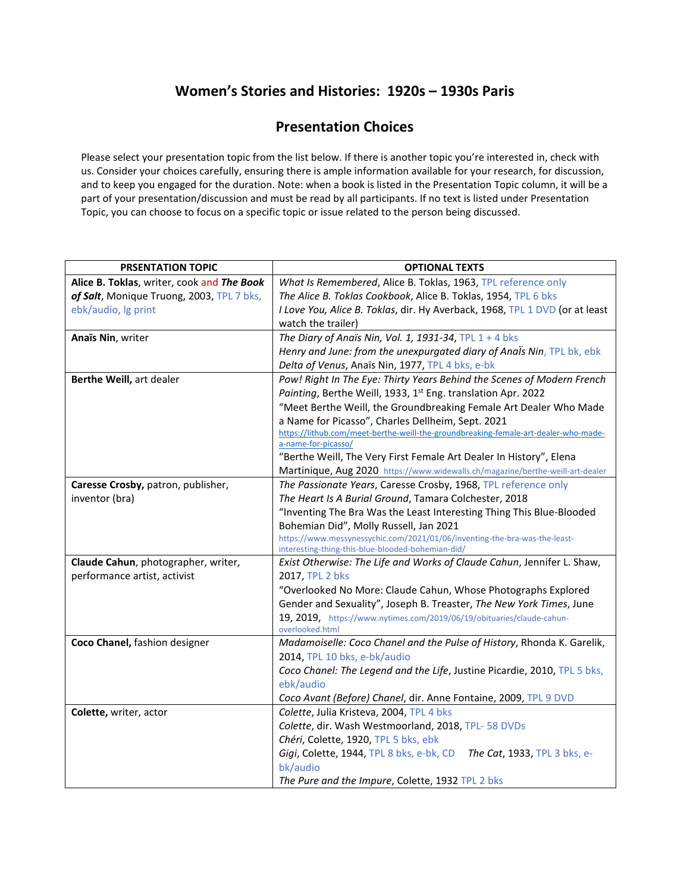# Women's Stories and Histories: 1920s – 1930s Paris

## Presentation Choices

Please select your presentation topic from the list below. If there is another topic you're interested in, check with us. Consider your choices carefully, ensuring there is ample information available for your research, for discussion, and to keep you engaged for the duration. Note: when a book is listed in the Presentation Topic column, it will be a part of your presentation/discussion and must be read by all participants. If no text is listed under Presentation Topic, you can choose to focus on a specific topic or issue related to the person being discussed.

| PRSENTATION TOPIC | OPTIONAL TEXTS |
|---|---|
| **Alice B. Toklas**, writer, cook and ***The Book of Salt***, Monique Truong, 2003, TPL 7 bks, ebk/audio, lg print | *What Is Remembered*, Alice B. Toklas, 1963, TPL reference only<br>*The Alice B. Toklas Cookbook*, Alice B. Toklas, 1954, TPL 6 bks<br>*I Love You, Alice B. Toklas*, dir. Hy Averback, 1968, TPL 1 DVD (or at least watch the trailer) |
| **Anaïs Nin**, writer | *The Diary of Anaïs Nin, Vol. 1, 1931-34*, TPL 1 + 4 bks<br>*Henry and June: from the unexpurgated diary of Anaïs Nin*, TPL bk, ebk<br>*Delta of Venus*, Anaïs Nin, 1977, TPL 4 bks, e-bk |
| **Berthe Weill**, art dealer | *Pow! Right In The Eye: Thirty Years Behind the Scenes of Modern French Painting*, Berthe Weill, 1933, 1st Eng. translation Apr. 2022<br>"Meet Berthe Weill, the Groundbreaking Female Art Dealer Who Made a Name for Picasso", Charles Dellheim, Sept. 2021 https://lithub.com/meet-berthe-weill-the-groundbreaking-female-art-dealer-who-made-a-name-for-picasso/<br>"Berthe Weill, The Very First Female Art Dealer In History", Elena Martinique, Aug 2020 https://www.widewalls.ch/magazine/berthe-weill-art-dealer |
| **Caresse Crosby,** patron, publisher, inventor (bra) | *The Passionate Years*, Caresse Crosby, 1968, TPL reference only<br>*The Heart Is A Burial Ground*, Tamara Colchester, 2018<br>"Inventing The Bra Was the Least Interesting Thing This Blue-Blooded Bohemian Did", Molly Russell, Jan 2021 https://www.messynessychic.com/2021/01/06/inventing-the-bra-was-the-least-interesting-thing-this-blue-blooded-bohemian-did/ |
| **Claude Cahun**, photographer, writer, performance artist, activist | *Exist Otherwise: The Life and Works of Claude Cahun*, Jennifer L. Shaw, 2017, TPL 2 bks<br>"Overlooked No More: Claude Cahun, Whose Photographs Explored Gender and Sexuality", Joseph B. Treaster, *The New York Times*, June 19, 2019, https://www.nytimes.com/2019/06/19/obituaries/claude-cahun-overlooked.html |
| **Coco Chanel,** fashion designer | *Madamoiselle: Coco Chanel and the Pulse of History*, Rhonda K. Garelik, 2014, TPL 10 bks, e-bk/audio<br>*Coco Chanel: The Legend and the Life*, Justine Picardie, 2010, TPL 5 bks, ebk/audio<br>*Coco Avant (Before) Chanel*, dir. Anne Fontaine, 2009, TPL 9 DVD |
| **Colette,** writer, actor | *Colette*, Julia Kristeva, 2004, TPL 4 bks<br>*Colette*, dir. Wash Westmoorland, 2018, TPL- 58 DVDs<br>*Chéri*, Colette, 1920, TPL 5 bks, ebk<br>*Gigi*, Colette, 1944, TPL 8 bks, e-bk, CD *The Cat*, 1933, TPL 3 bks, e-bk/audio<br>*The Pure and the Impure*, Colette, 1932 TPL 2 bks |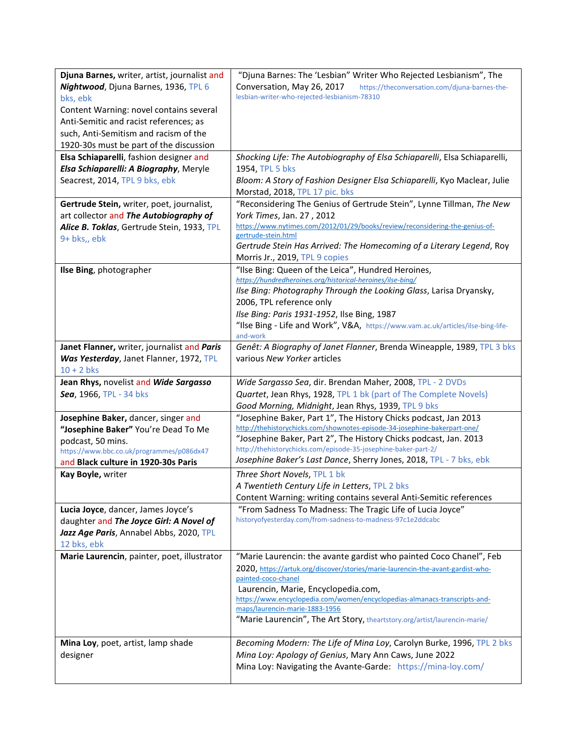| | |
|---|---|
| **Djuna Barnes,** writer, artist, journalist and ***Nightwood***, Djuna Barnes, 1936, TPL 6 bks, ebk<br>Content Warning: novel contains several Anti-Semitic and racist references; as such, Anti-Semitism and racism of the 1920-30s must be part of the discussion | "Djuna Barnes: The 'Lesbian" Writer Who Rejected Lesbianism", The Conversation, May 26, 2017 https://theconversation.com/djuna-barnes-the-lesbian-writer-who-rejected-lesbianism-78310 |
| **Elsa Schiaparelli**, fashion designer and ***Elsa Schiaparelli: A Biography***, Meryle Seacrest, 2014, TPL 9 bks, ebk | *Shocking Life: The Autobiography of Elsa Schiaparelli*, Elsa Schiaparelli, 1954, TPL 5 bks<br>*Bloom: A Story of Fashion Designer Elsa Schiaparelli*, Kyo Maclear, Julie Morstad, 2018, TPL 17 pic. bks |
| **Gertrude Stein,** writer, poet, journalist, art collector and ***The Autobiography of Alice B. Toklas***, Gertrude Stein, 1933, TPL 9+ bks,, ebk | "Reconsidering The Genius of Gertrude Stein", Lynne Tillman, *The New York Times*, Jan. 27 , 2012 https://www.nytimes.com/2012/01/29/books/review/reconsidering-the-genius-of-gertrude-stein.html<br>*Gertrude Stein Has Arrived: The Homecoming of a Literary Legend*, Roy Morris Jr., 2019, TPL 9 copies |
| **Ilse Bing**, photographer | "Ilse Bing: Queen of the Leica", Hundred Heroines, https://hundredheroines.org/historical-heroines/ilse-bing/<br>*Ilse Bing: Photography Through the Looking Glass*, Larisa Dryansky, 2006, TPL reference only<br>*Ilse Bing: Paris 1931-1952*, Ilse Bing, 1987<br>"Ilse Bing - Life and Work", V&A, https://www.vam.ac.uk/articles/ilse-bing-life-and-work |
| **Janet Flanner,** writer, journalist and ***Paris Was Yesterday***, Janet Flanner, 1972, TPL 10 + 2 bks | *Genêt: A Biography of Janet Flanner*, Brenda Wineapple, 1989, TPL 3 bks<br>various *New Yorker* articles |
| **Jean Rhys,** novelist and ***Wide Sargasso Sea***, 1966, TPL - 34 bks | *Wide Sargasso Sea*, dir. Brendan Maher, 2008, TPL - 2 DVDs<br>*Quartet*, Jean Rhys, 1928, TPL 1 bk (part of The Complete Novels)<br>*Good Morning, Midnight*, Jean Rhys, 1939, TPL 9 bks |
| **Josephine Baker,** dancer, singer and **"Josephine Baker"** You're Dead To Me podcast, 50 mins. https://www.bbc.co.uk/programmes/p086dx47 and **Black culture in 1920-30s Paris** | "Josephine Baker, Part 1", The History Chicks podcast, Jan 2013 http://thehistorychicks.com/shownotes-episode-34-josephine-bakerpart-one/<br>"Josephine Baker, Part 2", The History Chicks podcast, Jan. 2013 http://thehistorychicks.com/episode-35-josephine-baker-part-2/<br>*Josephine Baker's Last Dance*, Sherry Jones, 2018, TPL - 7 bks, ebk |
| **Kay Boyle,** writer | *Three Short Novels*, TPL 1 bk<br>*A Twentieth Century Life in Letters*, TPL 2 bks<br>Content Warning: writing contains several Anti-Semitic references |
| **Lucia Joyce**, dancer, James Joyce's daughter and ***The Joyce Girl: A Novel of Jazz Age Paris***, Annabel Abbs, 2020, TPL 12 bks, ebk | "From Sadness To Madness: The Tragic Life of Lucia Joyce" historyofyesterday.com/from-sadness-to-madness-97c1e2ddcabc |
| **Marie Laurencin**, painter, poet, illustrator | "Marie Laurencin: the avante gardist who painted Coco Chanel", Feb 2020, https://artuk.org/discover/stories/marie-laurencin-the-avant-gardist-who-painted-coco-chanel<br>Laurencin, Marie, Encyclopedia.com, https://www.encyclopedia.com/women/encyclopedias-almanacs-transcripts-and-maps/laurencin-marie-1883-1956<br>"Marie Laurencin", The Art Story, theartstory.org/artist/laurencin-marie/ |
| **Mina Loy**, poet, artist, lamp shade designer | *Becoming Modern: The Life of Mina Loy*, Carolyn Burke, 1996, TPL 2 bks<br>*Mina Loy: Apology of Genius*, Mary Ann Caws, June 2022<br>Mina Loy: Navigating the Avante-Garde: https://mina-loy.com/ |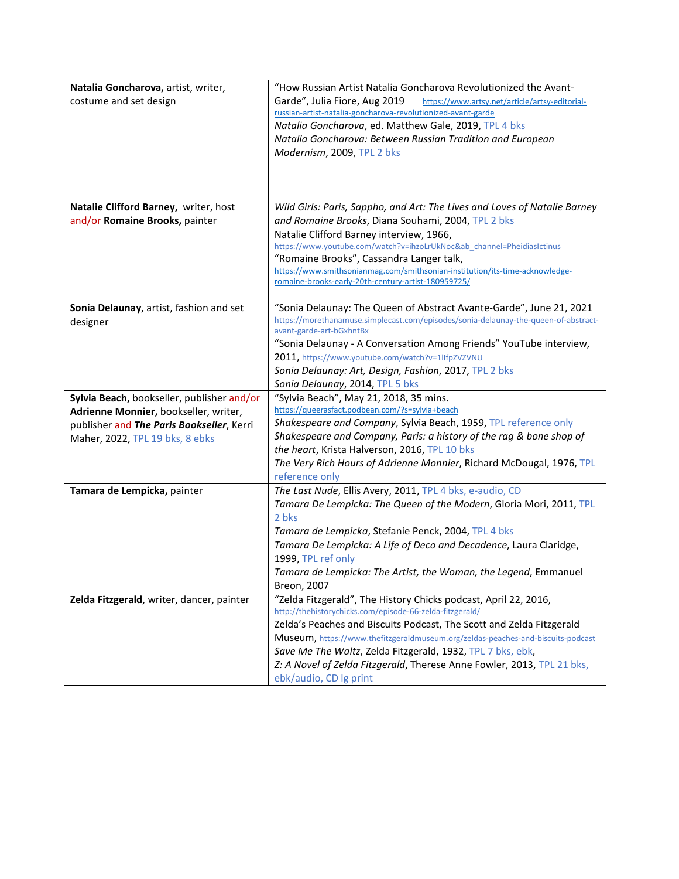| | |
|---|---|
| **Natalia Goncharova,** artist, writer, costume and set design | "How Russian Artist Natalia Goncharova Revolutionized the Avant-Garde", Julia Fiore, Aug 2019 https://www.artsy.net/article/artsy-editorial-russian-artist-natalia-goncharova-revolutionized-avant-garde<br>*Natalia Goncharova*, ed. Matthew Gale, 2019, TPL 4 bks<br>*Natalia Goncharova: Between Russian Tradition and European Modernism*, 2009, TPL 2 bks |
| **Natalie Clifford Barney,** writer, host and/or **Romaine Brooks,** painter | *Wild Girls: Paris, Sappho, and Art: The Lives and Loves of Natalie Barney and Romaine Brooks*, Diana Souhami, 2004, TPL 2 bks<br>Natalie Clifford Barney interview, 1966, https://www.youtube.com/watch?v=ihzoLrUkNoc&ab_channel=PheidiasIctinus<br>"Romaine Brooks", Cassandra Langer talk, https://www.smithsonianmag.com/smithsonian-institution/its-time-acknowledge-romaine-brooks-early-20th-century-artist-180959725/ |
| **Sonia Delaunay**, artist, fashion and set designer | "Sonia Delaunay: The Queen of Abstract Avante-Garde", June 21, 2021 https://morethanamuse.simplecast.com/episodes/sonia-delaunay-the-queen-of-abstract-avant-garde-art-bGxhntBx<br>"Sonia Delaunay - A Conversation Among Friends" YouTube interview, 2011, https://www.youtube.com/watch?v=1lIfpZVZVNU<br>*Sonia Delaunay: Art, Design, Fashion*, 2017, TPL 2 bks<br>*Sonia Delaunay*, 2014, TPL 5 bks |
| **Sylvia Beach,** bookseller, publisher and/or **Adrienne Monnier,** bookseller, writer, publisher and ***The Paris Bookseller***, Kerri Maher, 2022, TPL 19 bks, 8 ebks | "Sylvia Beach", May 21, 2018, 35 mins. https://queerasfact.podbean.com/?s=sylvia+beach<br>*Shakespeare and Company*, Sylvia Beach, 1959, TPL reference only<br>*Shakespeare and Company, Paris: a history of the rag & bone shop of the heart*, Krista Halverson, 2016, TPL 10 bks<br>*The Very Rich Hours of Adrienne Monnier*, Richard McDougal, 1976, TPL reference only |
| **Tamara de Lempicka,** painter | *The Last Nude*, Ellis Avery, 2011, TPL 4 bks, e-audio, CD<br>*Tamara De Lempicka: The Queen of the Modern*, Gloria Mori, 2011, TPL 2 bks<br>*Tamara de Lempicka*, Stefanie Penck, 2004, TPL 4 bks<br>*Tamara De Lempicka: A Life of Deco and Decadence*, Laura Claridge, 1999, TPL ref only<br>*Tamara de Lempicka: The Artist, the Woman, the Legend*, Emmanuel Breon, 2007 |
| **Zelda Fitzgerald**, writer, dancer, painter | "Zelda Fitzgerald", The History Chicks podcast, April 22, 2016, http://thehistorychicks.com/episode-66-zelda-fitzgerald/<br>Zelda's Peaches and Biscuits Podcast, The Scott and Zelda Fitzgerald Museum, https://www.thefitzgeraldmuseum.org/zeldas-peaches-and-biscuits-podcast<br>*Save Me The Waltz*, Zelda Fitzgerald, 1932, TPL 7 bks, ebk,<br>*Z: A Novel of Zelda Fitzgerald*, Therese Anne Fowler, 2013, TPL 21 bks, ebk/audio, CD lg print |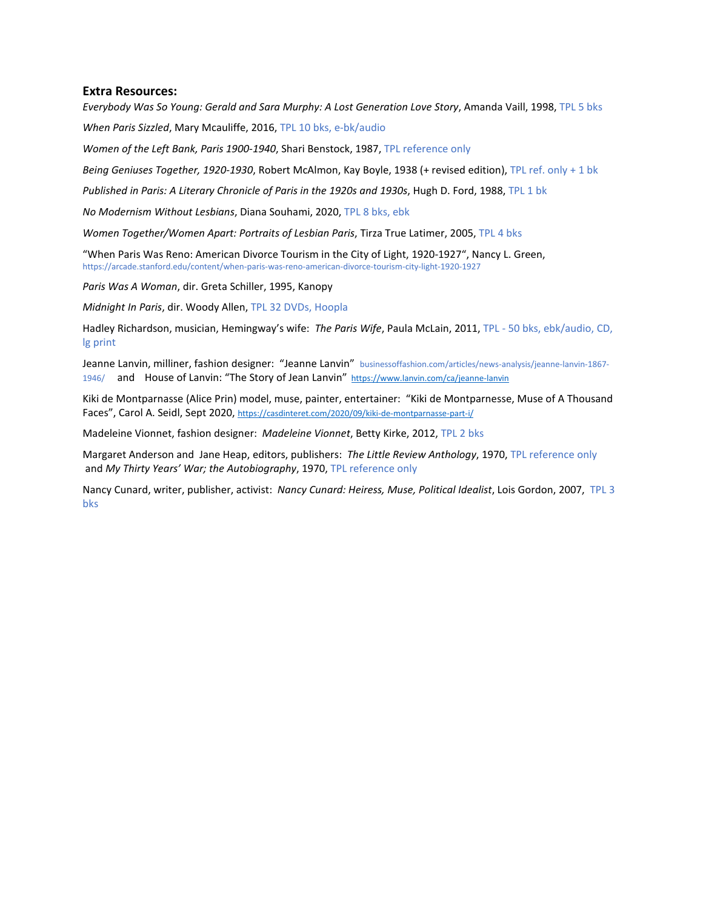## Extra Resources:

*Everybody Was So Young: Gerald and Sara Murphy: A Lost Generation Love Story*, Amanda Vaill, 1998, TPL 5 bks

*When Paris Sizzled*, Mary Mcauliffe, 2016, TPL 10 bks, e-bk/audio

*Women of the Left Bank, Paris 1900-1940*, Shari Benstock, 1987, TPL reference only

*Being Geniuses Together, 1920-1930*, Robert McAlmon, Kay Boyle, 1938 (+ revised edition), TPL ref. only + 1 bk

*Published in Paris: A Literary Chronicle of Paris in the 1920s and 1930s*, Hugh D. Ford, 1988, TPL 1 bk

*No Modernism Without Lesbians*, Diana Souhami, 2020, TPL 8 bks, ebk

*Women Together/Women Apart: Portraits of Lesbian Paris*, Tirza True Latimer, 2005, TPL 4 bks

"When Paris Was Reno: American Divorce Tourism in the City of Light, 1920-1927", Nancy L. Green, https://arcade.stanford.edu/content/when-paris-was-reno-american-divorce-tourism-city-light-1920-1927

*Paris Was A Woman*, dir. Greta Schiller, 1995, Kanopy

*Midnight In Paris*, dir. Woody Allen, TPL 32 DVDs, Hoopla

Hadley Richardson, musician, Hemingway's wife: *The Paris Wife*, Paula McLain, 2011, TPL - 50 bks, ebk/audio, CD, lg print

Jeanne Lanvin, milliner, fashion designer: "Jeanne Lanvin" businessoffashion.com/articles/news-analysis/jeanne-lanvin-1867-1946/ and House of Lanvin: "The Story of Jean Lanvin" https://www.lanvin.com/ca/jeanne-lanvin

Kiki de Montparnasse (Alice Prin) model, muse, painter, entertainer: "Kiki de Montparnesse, Muse of A Thousand Faces", Carol A. Seidl, Sept 2020, https://casdinteret.com/2020/09/kiki-de-montparnasse-part-i/

Madeleine Vionnet, fashion designer: *Madeleine Vionnet*, Betty Kirke, 2012, TPL 2 bks

Margaret Anderson and Jane Heap, editors, publishers: *The Little Review Anthology*, 1970, TPL reference only and *My Thirty Years' War; the Autobiography*, 1970, TPL reference only

Nancy Cunard, writer, publisher, activist: *Nancy Cunard: Heiress, Muse, Political Idealist*, Lois Gordon, 2007, TPL 3 bks